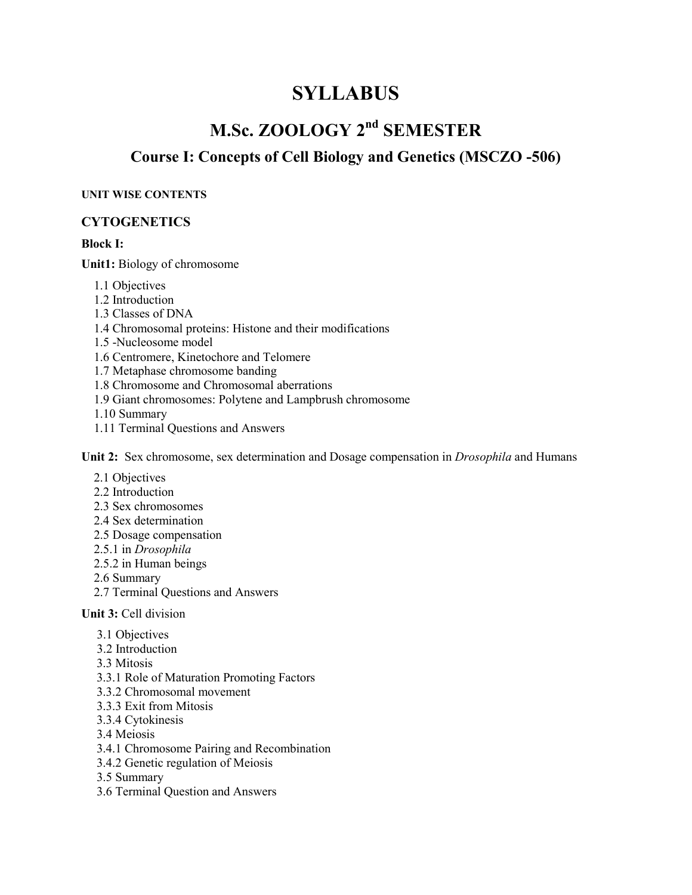# SYLLABUS

## M.Sc. ZOOLOGY 2nd SEMESTER

### Course I: Concepts of Cell Biology and Genetics (MSCZO -506)

**UNIT WISE CONTENTS**

### CYTOGENETICS

**Block I:**

**Unit1:** Biology of chromosome

1.1 Objectives
1.2 Introduction
1.3 Classes of DNA
1.4 Chromosomal proteins: Histone and their modifications
1.5 -Nucleosome model
1.6 Centromere, Kinetochore and Telomere
1.7 Metaphase chromosome banding
1.8 Chromosome and Chromosomal aberrations
1.9 Giant chromosomes: Polytene and Lampbrush chromosome
1.10 Summary
1.11 Terminal Questions and Answers

**Unit 2:** Sex chromosome, sex determination and Dosage compensation in *Drosophila* and Humans

2.1 Objectives
2.2 Introduction
2.3 Sex chromosomes
2.4 Sex determination
2.5 Dosage compensation
2.5.1 in *Drosophila*
2.5.2 in Human beings
2.6 Summary
2.7 Terminal Questions and Answers

**Unit 3:** Cell division

3.1 Objectives
3.2 Introduction
3.3 Mitosis
3.3.1 Role of Maturation Promoting Factors
3.3.2 Chromosomal movement
3.3.3 Exit from Mitosis
3.3.4 Cytokinesis
3.4 Meiosis
3.4.1 Chromosome Pairing and Recombination
3.4.2 Genetic regulation of Meiosis
3.5 Summary
3.6 Terminal Question and Answers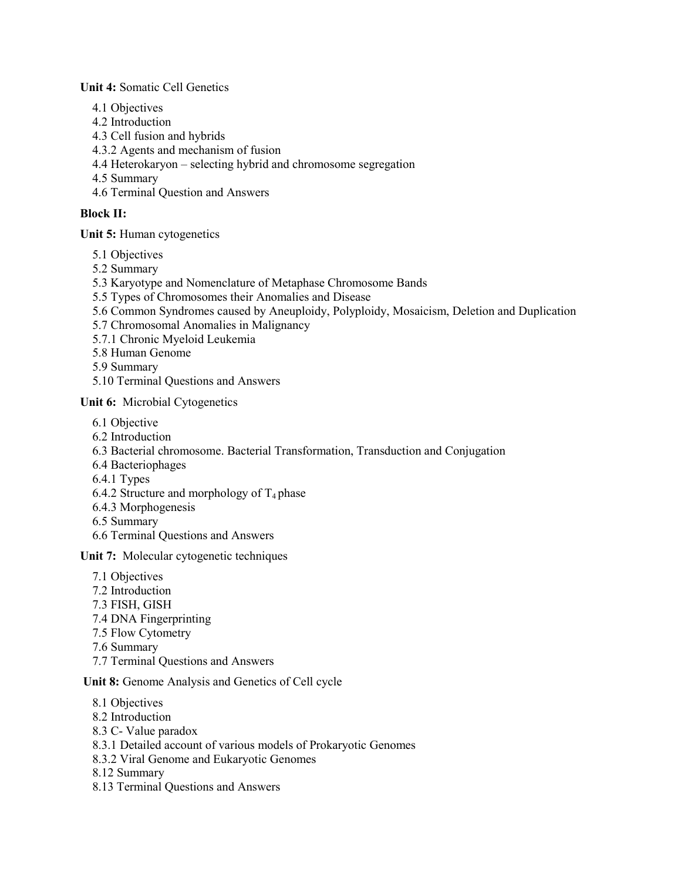**Unit 4:** Somatic Cell Genetics

- 4.1 Objectives
- 4.2 Introduction
- 4.3 Cell fusion and hybrids
- 4.3.2 Agents and mechanism of fusion
- 4.4 Heterokaryon – selecting hybrid and chromosome segregation
- 4.5 Summary
- 4.6 Terminal Question and Answers

**Block II:**

**Unit 5:** Human cytogenetics

- 5.1 Objectives
- 5.2 Summary
- 5.3 Karyotype and Nomenclature of Metaphase Chromosome Bands
- 5.5 Types of Chromosomes their Anomalies and Disease
- 5.6 Common Syndromes caused by Aneuploidy, Polyploidy, Mosaicism, Deletion and Duplication
- 5.7 Chromosomal Anomalies in Malignancy
- 5.7.1 Chronic Myeloid Leukemia
- 5.8 Human Genome
- 5.9 Summary
- 5.10 Terminal Questions and Answers

**Unit 6:** Microbial Cytogenetics

- 6.1 Objective
- 6.2 Introduction
- 6.3 Bacterial chromosome. Bacterial Transformation, Transduction and Conjugation
- 6.4 Bacteriophages
- 6.4.1 Types
- 6.4.2 Structure and morphology of $T_4$ phase
- 6.4.3 Morphogenesis
- 6.5 Summary
- 6.6 Terminal Questions and Answers

**Unit 7:** Molecular cytogenetic techniques

- 7.1 Objectives
- 7.2 Introduction
- 7.3 FISH, GISH
- 7.4 DNA Fingerprinting
- 7.5 Flow Cytometry
- 7.6 Summary
- 7.7 Terminal Questions and Answers

**Unit 8:** Genome Analysis and Genetics of Cell cycle

- 8.1 Objectives
- 8.2 Introduction
- 8.3 C- Value paradox
- 8.3.1 Detailed account of various models of Prokaryotic Genomes
- 8.3.2 Viral Genome and Eukaryotic Genomes
- 8.12 Summary
- 8.13 Terminal Questions and Answers